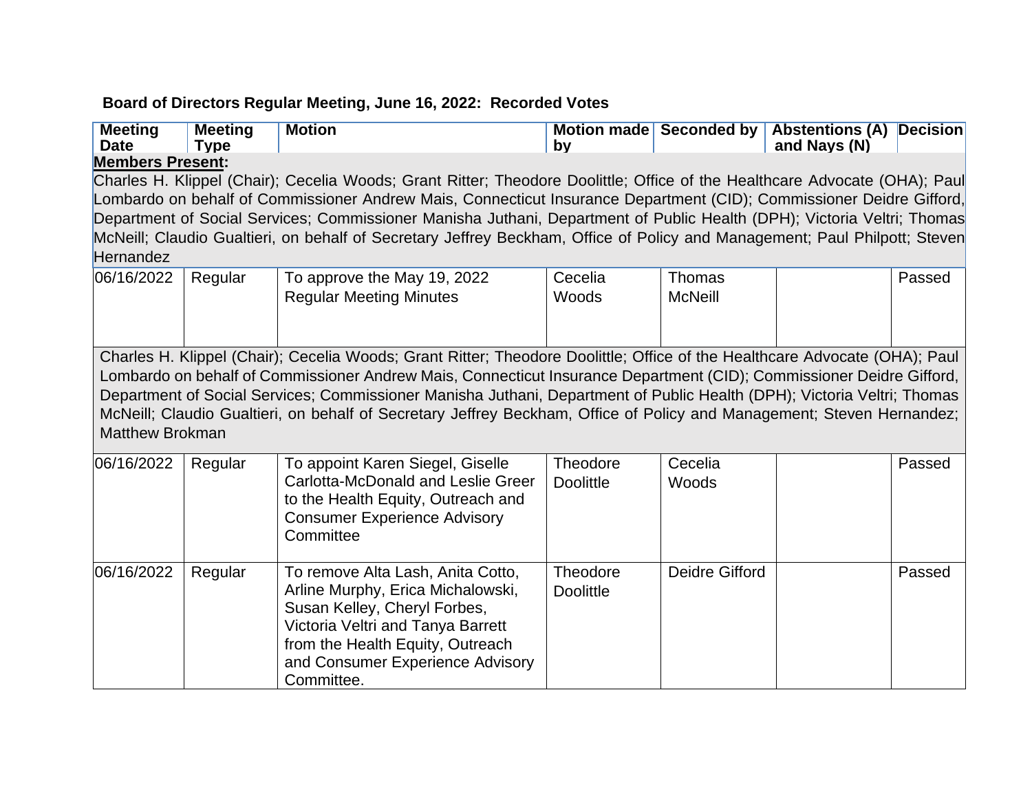**Board of Directors Regular Meeting, June 16, 2022: Recorded Votes**

| Meeting Date | Meeting Type | Motion | Motion made by | Seconded by | Abstentions (A) and Nays (N) | Decision |
|---|---|---|---|---|---|---|
| **Members Present**: Charles H. Klippel (Chair); Cecelia Woods; Grant Ritter; Theodore Doolittle; Office of the Healthcare Advocate (OHA); Paul Lombardo on behalf of Commissioner Andrew Mais, Connecticut Insurance Department (CID); Commissioner Deidre Gifford, Department of Social Services; Commissioner Manisha Juthani, Department of Public Health (DPH); Victoria Veltri; Thomas McNeill; Claudio Gualtieri, on behalf of Secretary Jeffrey Beckham, Office of Policy and Management; Paul Philpott; Steven Hernandez | | | | | | |
| 06/16/2022 | Regular | To approve the May 19, 2022 Regular Meeting Minutes | Cecelia Woods | Thomas McNeill | | Passed |
| Charles H. Klippel (Chair); Cecelia Woods; Grant Ritter; Theodore Doolittle; Office of the Healthcare Advocate (OHA); Paul Lombardo on behalf of Commissioner Andrew Mais, Connecticut Insurance Department (CID); Commissioner Deidre Gifford, Department of Social Services; Commissioner Manisha Juthani, Department of Public Health (DPH); Victoria Veltri; Thomas McNeill; Claudio Gualtieri, on behalf of Secretary Jeffrey Beckham, Office of Policy and Management; Steven Hernandez; Matthew Brokman | | | | | | |
| 06/16/2022 | Regular | To appoint Karen Siegel, Giselle Carlotta-McDonald and Leslie Greer to the Health Equity, Outreach and Consumer Experience Advisory Committee | Theodore Doolittle | Cecelia Woods | | Passed |
| 06/16/2022 | Regular | To remove Alta Lash, Anita Cotto, Arline Murphy, Erica Michalowski, Susan Kelley, Cheryl Forbes, Victoria Veltri and Tanya Barrett from the Health Equity, Outreach and Consumer Experience Advisory Committee. | Theodore Doolittle | Deidre Gifford | | Passed |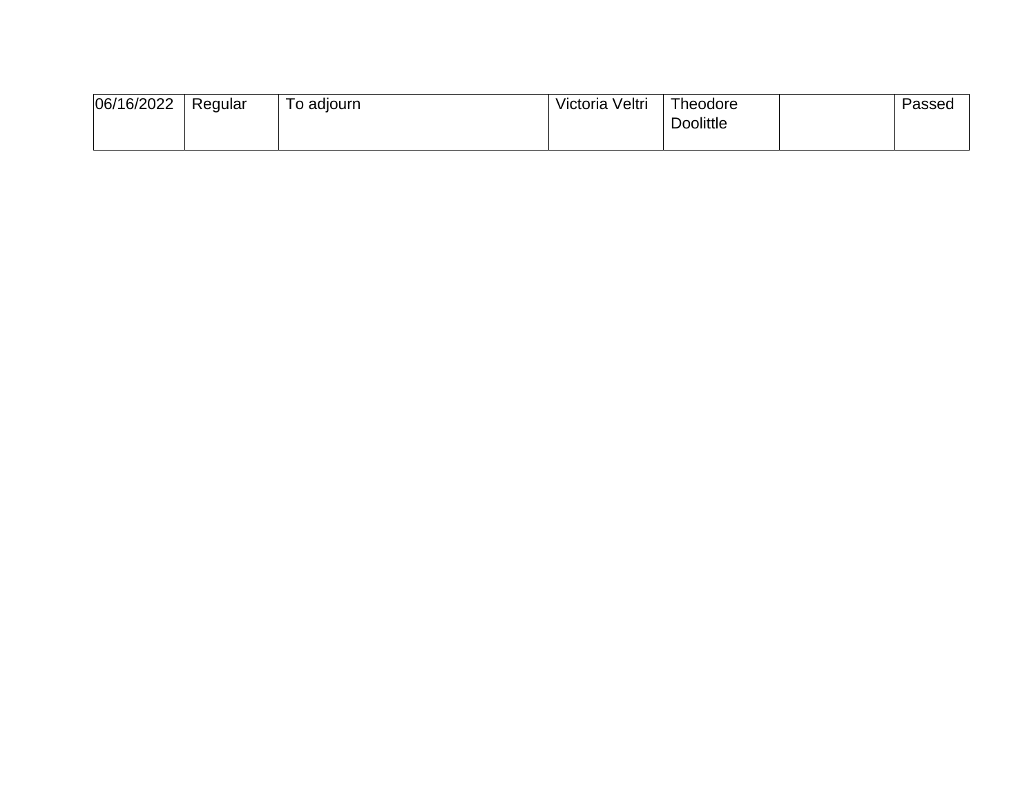| | | | | | | |
|---|---|---|---|---|---|---|
| 06/16/2022 | Regular | To adjourn | Victoria Veltri | Theodore Doolittle | | Passed |